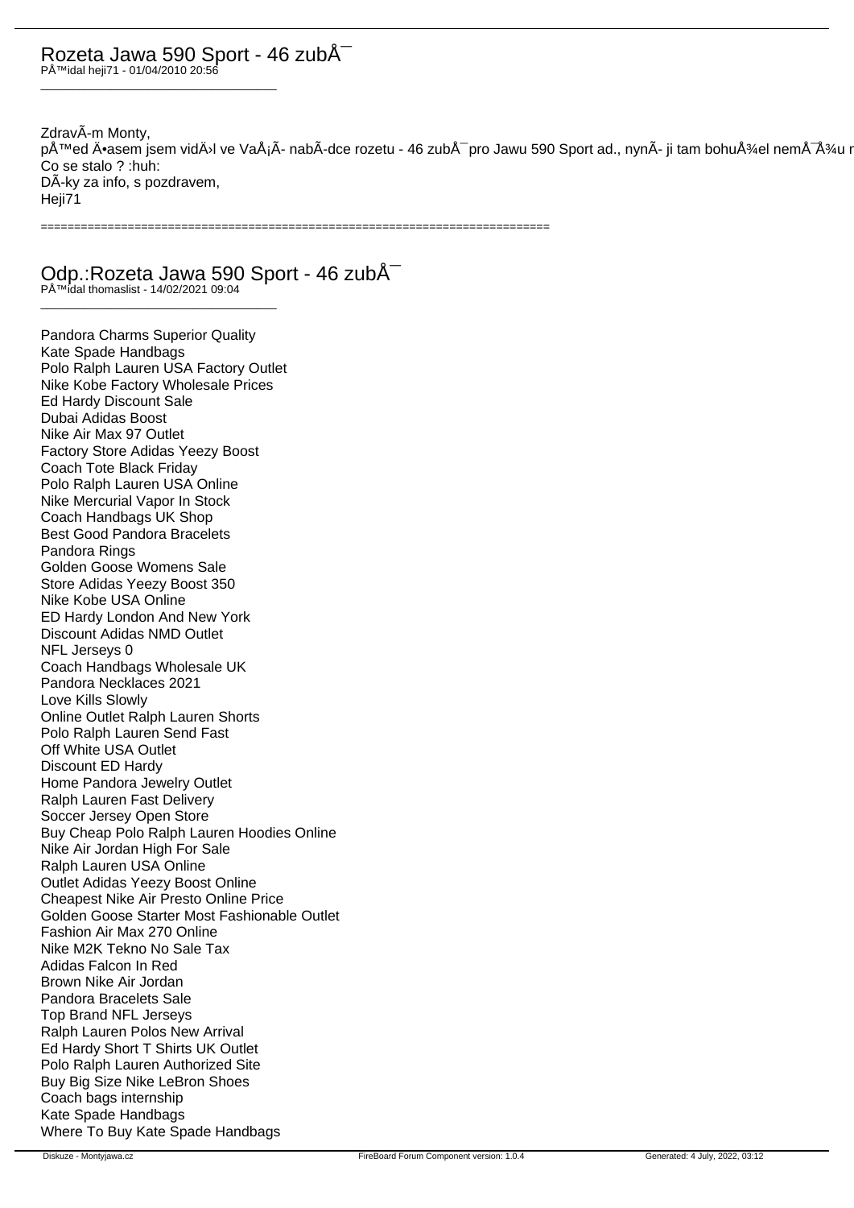## Rozeta Jawa 590 Sport - 46 zubÅ¯

PÅ™idal heji71 - 01/04/2010 20:56

_____________________________________

ZdravÃ­m Monty,
pÅ™ed Äasem jsem vidÄ›l ve VaÅ¡Ã­ nabÃ­dce rozetu - 46 zubÅ¯pro Jawu 590 Sport ad., nynÃ­ ji tam bohuÅ¾el nemÅ¯Å¾u n
Co se stalo ? :huh:
DÃ­ky za info, s pozdravem,
Heji71

============================================================================

## Odp.:Rozeta Jawa 590 Sport - 46 zubÅ¯

PÅ™idal thomaslist - 14/02/2021 09:04

_____________________________________

Pandora Charms Superior Quality
Kate Spade Handbags
Polo Ralph Lauren USA Factory Outlet
Nike Kobe Factory Wholesale Prices
Ed Hardy Discount Sale
Dubai Adidas Boost
Nike Air Max 97 Outlet
Factory Store Adidas Yeezy Boost
Coach Tote Black Friday
Polo Ralph Lauren USA Online
Nike Mercurial Vapor In Stock
Coach Handbags UK Shop
Best Good Pandora Bracelets
Pandora Rings
Golden Goose Womens Sale
Store Adidas Yeezy Boost 350
Nike Kobe USA Online
ED Hardy London And New York
Discount Adidas NMD Outlet
NFL Jerseys 0
Coach Handbags Wholesale UK
Pandora Necklaces 2021
Love Kills Slowly
Online Outlet Ralph Lauren Shorts
Polo Ralph Lauren Send Fast
Off White USA Outlet
Discount ED Hardy
Home Pandora Jewelry Outlet
Ralph Lauren Fast Delivery
Soccer Jersey Open Store
Buy Cheap Polo Ralph Lauren Hoodies Online
Nike Air Jordan High For Sale
Ralph Lauren USA Online
Outlet Adidas Yeezy Boost Online
Cheapest Nike Air Presto Online Price
Golden Goose Starter Most Fashionable Outlet
Fashion Air Max 270 Online
Nike M2K Tekno No Sale Tax
Adidas Falcon In Red
Brown Nike Air Jordan
Pandora Bracelets Sale
Top Brand NFL Jerseys
Ralph Lauren Polos New Arrival
Ed Hardy Short T Shirts UK Outlet
Polo Ralph Lauren Authorized Site
Buy Big Size Nike LeBron Shoes
Coach bags internship
Kate Spade Handbags
Where To Buy Kate Spade Handbags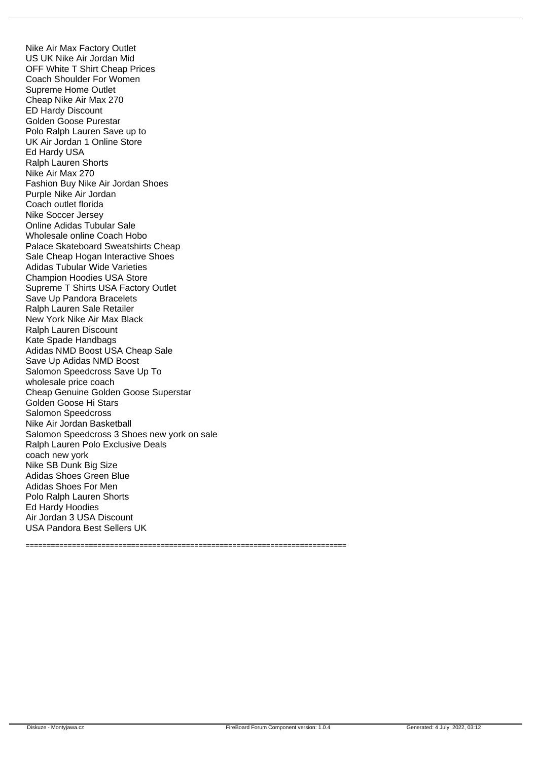Nike Air Max Factory Outlet
US UK Nike Air Jordan Mid
OFF White T Shirt Cheap Prices
Coach Shoulder For Women
Supreme Home Outlet
Cheap Nike Air Max 270
ED Hardy Discount
Golden Goose Purestar
Polo Ralph Lauren Save up to
UK Air Jordan 1 Online Store
Ed Hardy USA
Ralph Lauren Shorts
Nike Air Max 270
Fashion Buy Nike Air Jordan Shoes
Purple Nike Air Jordan
Coach outlet florida
Nike Soccer Jersey
Online Adidas Tubular Sale
Wholesale online Coach Hobo
Palace Skateboard Sweatshirts Cheap
Sale Cheap Hogan Interactive Shoes
Adidas Tubular Wide Varieties
Champion Hoodies USA Store
Supreme T Shirts USA Factory Outlet
Save Up Pandora Bracelets
Ralph Lauren Sale Retailer
New York Nike Air Max Black
Ralph Lauren Discount
Kate Spade Handbags
Adidas NMD Boost USA Cheap Sale
Save Up Adidas NMD Boost
Salomon Speedcross Save Up To
wholesale price coach
Cheap Genuine Golden Goose Superstar
Golden Goose Hi Stars
Salomon Speedcross
Nike Air Jordan Basketball
Salomon Speedcross 3 Shoes new york on sale
Ralph Lauren Polo Exclusive Deals
coach new york
Nike SB Dunk Big Size
Adidas Shoes Green Blue
Adidas Shoes For Men
Polo Ralph Lauren Shorts
Ed Hardy Hoodies
Air Jordan 3 USA Discount
USA Pandora Best Sellers UK

============================================================================